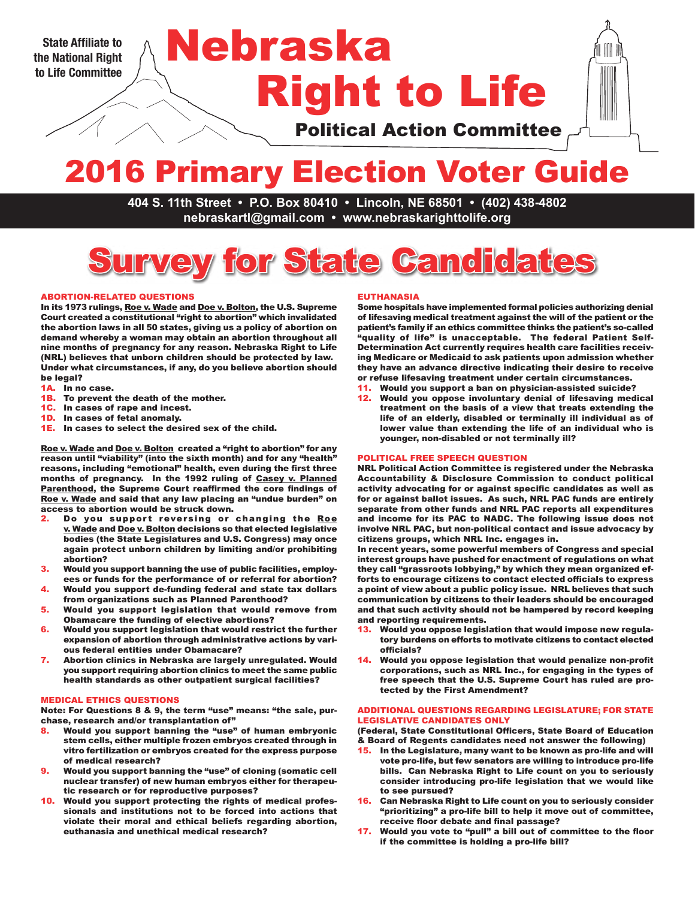State Affiliate to the National Right to Life Committee

# Nebraska Right to Life

## Political Action Committee

# 2016 Primary Election Voter Guide

**404 S. 11th Street • P.O. Box 80410 • Lincoln, NE 68501 • (402) 438-4802**
**nebraskartl@gmail.com • www.nebraskarighttolife.org**

# Survey for State Candidates

### ABORTION-RELATED QUESTIONS

**In its 1973 rulings, Roe v. Wade and Doe v. Bolton, the U.S. Supreme Court created a constitutional "right to abortion" which invalidated the abortion laws in all 50 states, giving us a policy of abortion on demand whereby a woman may obtain an abortion throughout all nine months of pregnancy for any reason. Nebraska Right to Life (NRL) believes that unborn children should be protected by law. Under what circumstances, if any, do you believe abortion should be legal?**

- **1A.** In no case.
- **1B.** To prevent the death of the mother.
- **1C.** In cases of rape and incest.
- **1D.** In cases of fetal anomaly.
- **1E.** In cases to select the desired sex of the child.

**Roe v. Wade and Doe v. Bolton created a "right to abortion" for any reason until "viability" (into the sixth month) and for any "health" reasons, including "emotional" health, even during the first three months of pregnancy. In the 1992 ruling of Casey v. Planned Parenthood, the Supreme Court reaffirmed the core findings of Roe v. Wade and said that any law placing an "undue burden" on access to abortion would be struck down.**

2. **Do you support reversing or changing the Roe v. Wade and Doe v. Bolton decisions so that elected legislative bodies (the State Legislatures and U.S. Congress) may once again protect unborn children by limiting and/or prohibiting abortion?**
3. **Would you support banning the use of public facilities, employees or funds for the performance of or referral for abortion?**
4. **Would you support de-funding federal and state tax dollars from organizations such as Planned Parenthood?**
5. **Would you support legislation that would remove from Obamacare the funding of elective abortions?**
6. **Would you support legislation that would restrict the further expansion of abortion through administrative actions by various federal entities under Obamacare?**
7. **Abortion clinics in Nebraska are largely unregulated. Would you support requiring abortion clinics to meet the same public health standards as other outpatient surgical facilities?**

### MEDICAL ETHICS QUESTIONS

**Note: For Questions 8 & 9, the term "use" means: "the sale, purchase, research and/or transplantation of"**

8. **Would you support banning the "use" of human embryonic stem cells, either multiple frozen embryos created through in vitro fertilization or embryos created for the express purpose of medical research?**
9. **Would you support banning the "use" of cloning (somatic cell nuclear transfer) of new human embryos either for therapeutic research or for reproductive purposes?**
10. **Would you support protecting the rights of medical professionals and institutions not to be forced into actions that violate their moral and ethical beliefs regarding abortion, euthanasia and unethical medical research?**

### EUTHANASIA

**Some hospitals have implemented formal policies authorizing denial of lifesaving medical treatment against the will of the patient or the patient's family if an ethics committee thinks the patient's so-called "quality of life" is unacceptable. The federal Patient Self-Determination Act currently requires health care facilities receiving Medicare or Medicaid to ask patients upon admission whether they have an advance directive indicating their desire to receive or refuse lifesaving treatment under certain circumstances.**

11. **Would you support a ban on physician-assisted suicide?**
12. **Would you oppose involuntary denial of lifesaving medical treatment on the basis of a view that treats extending the life of an elderly, disabled or terminally ill individual as of lower value than extending the life of an individual who is younger, non-disabled or not terminally ill?**

### POLITICAL FREE SPEECH QUESTION

**NRL Political Action Committee is registered under the Nebraska Accountability & Disclosure Commission to conduct political activity advocating for or against specific candidates as well as for or against ballot issues. As such, NRL PAC funds are entirely separate from other funds and NRL PAC reports all expenditures and income for its PAC to NADC. The following issue does not involve NRL PAC, but non-political contact and issue advocacy by citizens groups, which NRL Inc. engages in.**

**In recent years, some powerful members of Congress and special interest groups have pushed for enactment of regulations on what they call "grassroots lobbying," by which they mean organized efforts to encourage citizens to contact elected officials to express a point of view about a public policy issue. NRL believes that such communication by citizens to their leaders should be encouraged and that such activity should not be hampered by record keeping and reporting requirements.**

13. **Would you oppose legislation that would impose new regulatory burdens on efforts to motivate citizens to contact elected officials?**
14. **Would you oppose legislation that would penalize non-profit corporations, such as NRL Inc., for engaging in the types of free speech that the U.S. Supreme Court has ruled are protected by the First Amendment?**

### ADDITIONAL QUESTIONS REGARDING LEGISLATURE; FOR STATE LEGISLATIVE CANDIDATES ONLY

**(Federal, State Constitutional Officers, State Board of Education & Board of Regents candidates need not answer the following)**

15. **In the Legislature, many want to be known as pro-life and will vote pro-life, but few senators are willing to introduce pro-life bills. Can Nebraska Right to Life count on you to seriously consider introducing pro-life legislation that we would like to see pursued?**
16. **Can Nebraska Right to Life count on you to seriously consider "prioritizing" a pro-life bill to help it move out of committee, receive floor debate and final passage?**
17. **Would you vote to "pull" a bill out of committee to the floor if the committee is holding a pro-life bill?**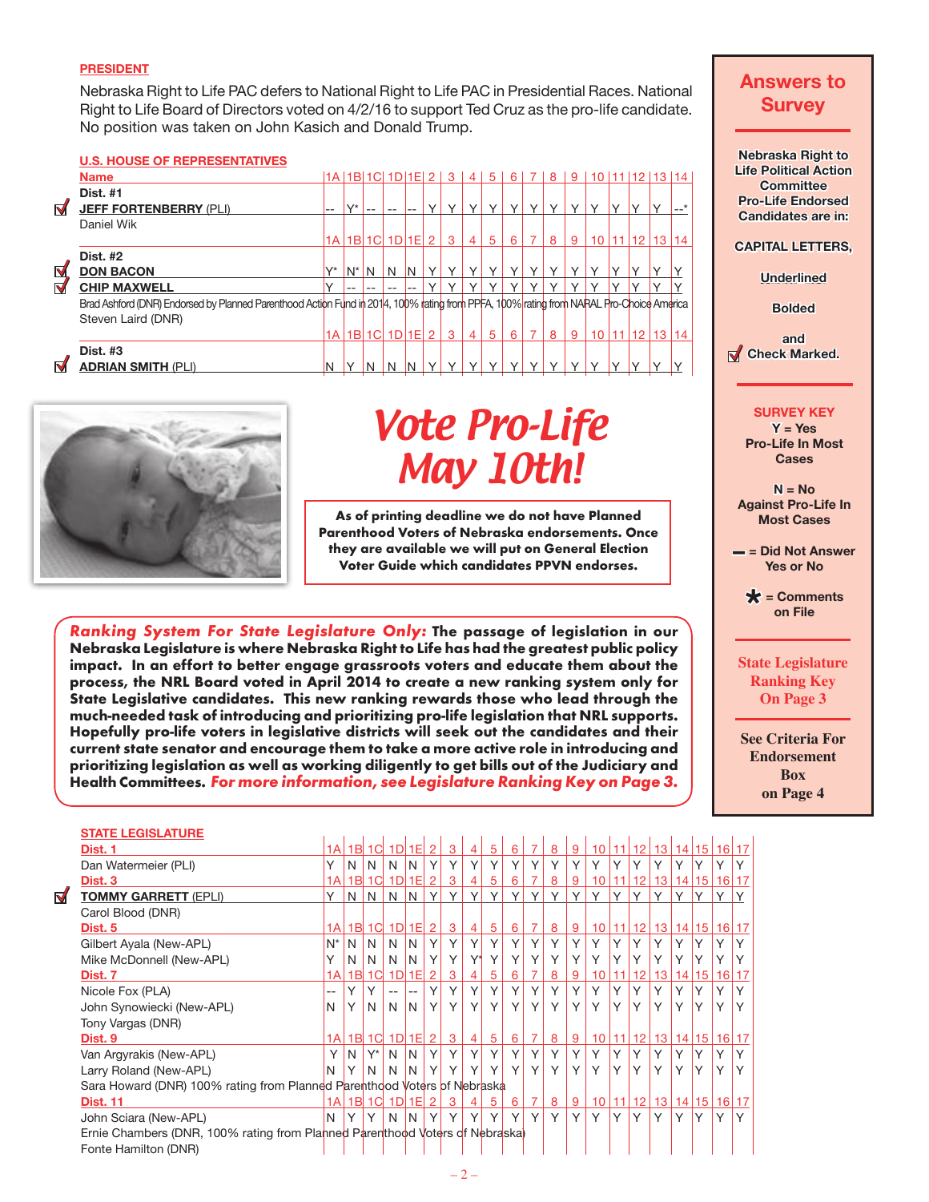**PRESIDENT**

Nebraska Right to Life PAC defers to National Right to Life PAC in Presidential Races. National Right to Life Board of Directors voted on 4/2/16 to support Ted Cruz as the pro-life candidate. No position was taken on John Kasich and Donald Trump.

**U.S. HOUSE OF REPRESENTATIVES**

| Name | 1A | 1B | 1C | 1D | 1E | 2 | 3 | 4 | 5 | 6 | 7 | 8 | 9 | 10 | 11 | 12 | 13 | 14 |
|---|---|---|---|---|---|---|---|---|---|---|---|---|---|---|---|---|---|---|
| **Dist. #1** | | | | | | | | | | | | | | | | | | |
| ☑ **JEFF FORTENBERRY** (PLI) | -- | Y* | -- | -- | -- | Y | Y | Y | Y | Y | Y | Y | Y | Y | Y | Y | Y | --* |
| Daniel Wik | | | | | | | | | | | | | | | | | | |
| **Dist. #2** | | | | | | | | | | | | | | | | | | |
| ☑ **DON BACON** | Y* | N* | N | N | N | Y | Y | Y | Y | Y | Y | Y | Y | Y | Y | Y | Y | Y |
| ☑ **CHIP MAXWELL** | Y | -- | -- | -- | -- | Y | Y | Y | Y | Y | Y | Y | Y | Y | Y | Y | Y | Y |
| Brad Ashford (DNR) Endorsed by Planned Parenthood Action Fund in 2014, 100% rating from PPFA, 100% rating from NARAL Pro-Choice America | | | | | | | | | | | | | | | | | | |
| Steven Laird (DNR) | | | | | | | | | | | | | | | | | | |
| **Dist. #3** | | | | | | | | | | | | | | | | | | |
| ☑ **ADRIAN SMITH** (PLI) | N | Y | N | N | N | Y | Y | Y | Y | Y | Y | Y | Y | Y | Y | Y | Y | Y |

# Vote Pro-Life May 10th!

**As of printing deadline we do not have Planned Parenthood Voters of Nebraska endorsements. Once they are available we will put on General Election Voter Guide which candidates PPVN endorses.**

***Ranking System For State Legislature Only:*** **The passage of legislation in our Nebraska Legislature is where Nebraska Right to Life has had the greatest public policy impact. In an effort to better engage grassroots voters and educate them about the process, the NRL Board voted in April 2014 to create a new ranking system only for State Legislative candidates. This new ranking rewards those who lead through the much-needed task of introducing and prioritizing pro-life legislation that NRL supports. Hopefully pro-life voters in legislative districts will seek out the candidates and their current state senator and encourage them to take a more active role in introducing and prioritizing legislation as well as working diligently to get bills out of the Judiciary and Health Committees.** ***For more information, see Legislature Ranking Key on Page 3.***

**STATE LEGISLATURE**

| Name | 1A | 1B | 1C | 1D | 1E | 2 | 3 | 4 | 5 | 6 | 7 | 8 | 9 | 10 | 11 | 12 | 13 | 14 | 15 | 16 | 17 |
|---|---|---|---|---|---|---|---|---|---|---|---|---|---|---|---|---|---|---|---|---|---|
| **Dist. 1** | | | | | | | | | | | | | | | | | | | | | |
| Dan Watermeier (PLI) | Y | N | N | N | N | Y | Y | Y | Y | Y | Y | Y | Y | Y | Y | Y | Y | Y | Y | Y | Y |
| **Dist. 3** | | | | | | | | | | | | | | | | | | | | | |
| ☑ **TOMMY GARRETT** (EPLI) | Y | N | N | N | N | Y | Y | Y | Y | Y | Y | Y | Y | Y | Y | Y | Y | Y | Y | Y | Y |
| Carol Blood (DNR) | | | | | | | | | | | | | | | | | | | | | |
| **Dist. 5** | | | | | | | | | | | | | | | | | | | | | |
| Gilbert Ayala (New-APL) | N* | N | N | N | N | Y | Y | Y | Y | Y | Y | Y | Y | Y | Y | Y | Y | Y | Y | Y | Y |
| Mike McDonnell (New-APL) | Y | N | N | N | N | Y | Y | Y* | Y | Y | Y | Y | Y | Y | Y | Y | Y | Y | Y | Y | Y |
| **Dist. 7** | | | | | | | | | | | | | | | | | | | | | |
| Nicole Fox (PLA) | -- | Y | Y | -- | -- | Y | Y | Y | Y | Y | Y | Y | Y | Y | Y | Y | Y | Y | Y | Y | Y |
| John Synowiecki (New-APL) | N | Y | N | N | N | Y | Y | Y | Y | Y | Y | Y | Y | Y | Y | Y | Y | Y | Y | Y | Y |
| Tony Vargas (DNR) | | | | | | | | | | | | | | | | | | | | | |
| **Dist. 9** | | | | | | | | | | | | | | | | | | | | | |
| Van Argyrakis (New-APL) | Y | N | Y* | N | N | Y | Y | Y | Y | Y | Y | Y | Y | Y | Y | Y | Y | Y | Y | Y | Y |
| Larry Roland (New-APL) | N | Y | N | N | N | Y | Y | Y | Y | Y | Y | Y | Y | Y | Y | Y | Y | Y | Y | Y | Y |
| Sara Howard (DNR) 100% rating from Planned Parenthood Voters of Nebraska | | | | | | | | | | | | | | | | | | | | | |
| **Dist. 11** | | | | | | | | | | | | | | | | | | | | | |
| John Sciara (New-APL) | N | Y | Y | N | N | Y | Y | Y | Y | Y | Y | Y | Y | Y | Y | Y | Y | Y | Y | Y | Y |
| Ernie Chambers (DNR, 100% rating from Planned Parenthood Voters of Nebraska) | | | | | | | | | | | | | | | | | | | | | |
| Fonte Hamilton (DNR) | | | | | | | | | | | | | | | | | | | | | |

## Answers to Survey

**Nebraska Right to Life Political Action Committee Pro-Life Endorsed Candidates are in:**

**CAPITAL LETTERS,**

**Underlined**

**Bolded**

**and ☑ Check Marked.**

**SURVEY KEY**

**Y = Yes Pro-Life In Most Cases**

**N = No Against Pro-Life In Most Cases**

**— = Did Not Answer Yes or No**

**\* = Comments on File**

**State Legislature Ranking Key On Page 3**

**See Criteria For Endorsement Box on Page 4**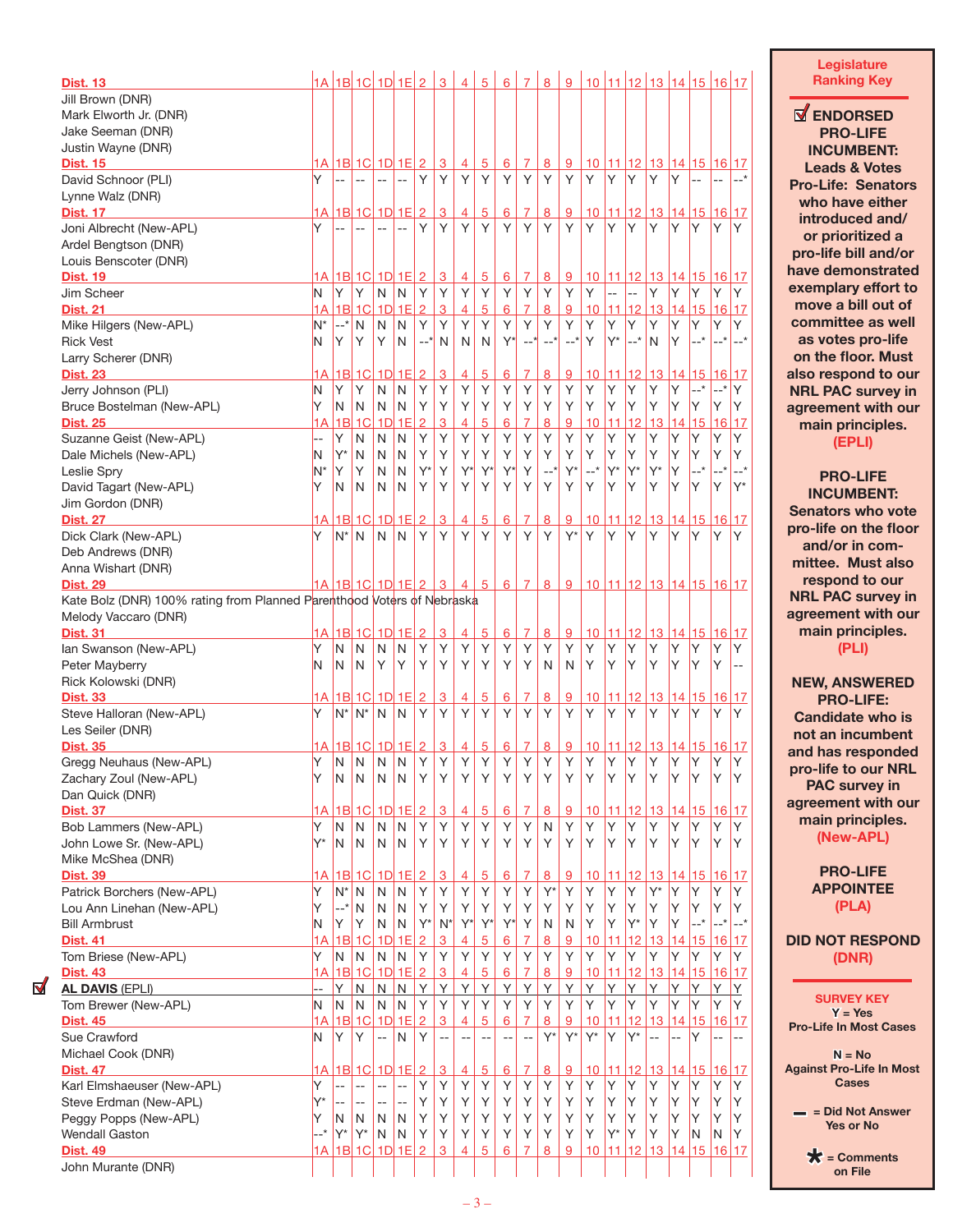| District / Candidate | 1A | 1B | 1C | 1D | 1E | 2 | 3 | 4 | 5 | 6 | 7 | 8 | 9 | 10 | 11 | 12 | 13 | 14 | 15 | 16 | 17 |
|---|---|---|---|---|---|---|---|---|---|---|---|---|---|---|---|---|---|---|---|---|---|
| **Dist. 13** | | | | | | | | | | | | | | | | | | | | | |
| Jill Brown (DNR) | | | | | | | | | | | | | | | | | | | | | |
| Mark Elworth Jr. (DNR) | | | | | | | | | | | | | | | | | | | | | |
| Jake Seeman (DNR) | | | | | | | | | | | | | | | | | | | | | |
| Justin Wayne (DNR) | | | | | | | | | | | | | | | | | | | | | |
| **Dist. 15** | | | | | | | | | | | | | | | | | | | | | |
| David Schnoor (PLI) | Y | -- | -- | -- | -- | Y | Y | Y | Y | Y | Y | Y | Y | Y | Y | Y | Y | Y | -- | -- | --* |
| Lynne Walz (DNR) | | | | | | | | | | | | | | | | | | | | | |
| **Dist. 17** | | | | | | | | | | | | | | | | | | | | | |
| Joni Albrecht (New-APL) | Y | -- | -- | -- | -- | Y | Y | Y | Y | Y | Y | Y | Y | Y | Y | Y | Y | Y | Y | Y | Y |
| Ardel Bengtson (DNR) | | | | | | | | | | | | | | | | | | | | | |
| Louis Benscoter (DNR) | | | | | | | | | | | | | | | | | | | | | |
| **Dist. 19** | | | | | | | | | | | | | | | | | | | | | |
| Jim Scheer | N | Y | Y | N | N | Y | Y | Y | Y | Y | Y | Y | Y | Y | -- | -- | Y | Y | Y | Y | Y |
| **Dist. 21** | | | | | | | | | | | | | | | | | | | | | |
| Mike Hilgers (New-APL) | N* | --* | N | N | N | Y | Y | Y | Y | Y | Y | Y | Y | Y | Y | Y | Y | Y | Y | Y | Y |
| Rick Vest | N | Y | Y | Y | N | --* | N | N | N | Y* | --* | --* | --* | Y | Y* | --* | N | Y | --* | --* | --* |
| Larry Scherer (DNR) | | | | | | | | | | | | | | | | | | | | | |
| **Dist. 23** | | | | | | | | | | | | | | | | | | | | | |
| Jerry Johnson (PLI) | N | Y | Y | N | N | Y | Y | Y | Y | Y | Y | Y | Y | Y | Y | Y | Y | Y | --* | --* | Y |
| Bruce Bostelman (New-APL) | Y | N | N | N | N | Y | Y | Y | Y | Y | Y | Y | Y | Y | Y | Y | Y | Y | Y | Y | Y |
| **Dist. 25** | | | | | | | | | | | | | | | | | | | | | |
| Suzanne Geist (New-APL) | -- | Y | N | N | N | Y | Y | Y | Y | Y | Y | Y | Y | Y | Y | Y | Y | Y | Y | Y | Y |
| Dale Michels (New-APL) | N | Y* | N | N | N | Y | Y | Y | Y | Y | Y | Y | Y | Y | Y | Y | Y | Y | Y | Y | Y |
| Leslie Spry | N* | Y | Y | N | N | Y* | Y | Y* | Y* | Y* | Y | --* | Y* | --* | Y* | Y* | Y* | Y | --* | --* | --* |
| David Tagart (New-APL) | Y | N | N | N | N | Y | Y | Y | Y | Y | Y | Y | Y | Y | Y | Y | Y | Y | Y | Y | Y* |
| Jim Gordon (DNR) | | | | | | | | | | | | | | | | | | | | | |
| **Dist. 27** | | | | | | | | | | | | | | | | | | | | | |
| Dick Clark (New-APL) | Y | N* | N | N | N | Y | Y | Y | Y | Y | Y | Y | Y* | Y | Y | Y | Y | Y | Y | Y | Y |
| Deb Andrews (DNR) | | | | | | | | | | | | | | | | | | | | | |
| Anna Wishart (DNR) | | | | | | | | | | | | | | | | | | | | | |
| **Dist. 29** | | | | | | | | | | | | | | | | | | | | | |
| Kate Bolz (DNR) 100% rating from Planned Parenthood Voters of Nebraska | | | | | | | | | | | | | | | | | | | | | |
| Melody Vaccaro (DNR) | | | | | | | | | | | | | | | | | | | | | |
| **Dist. 31** | | | | | | | | | | | | | | | | | | | | | |
| Ian Swanson (New-APL) | Y | N | N | N | N | Y | Y | Y | Y | Y | Y | Y | Y | Y | Y | Y | Y | Y | Y | Y | Y |
| Peter Mayberry | N | N | N | Y | Y | Y | Y | Y | Y | Y | Y | N | N | Y | Y | Y | Y | Y | Y | Y | -- |
| Rick Kolowski (DNR) | | | | | | | | | | | | | | | | | | | | | |
| **Dist. 33** | | | | | | | | | | | | | | | | | | | | | |
| Steve Halloran (New-APL) | Y | N* | N* | N | N | Y | Y | Y | Y | Y | Y | Y | Y | Y | Y | Y | Y | Y | Y | Y | Y |
| Les Seiler (DNR) | | | | | | | | | | | | | | | | | | | | | |
| **Dist. 35** | | | | | | | | | | | | | | | | | | | | | |
| Gregg Neuhaus (New-APL) | Y | N | N | N | N | Y | Y | Y | Y | Y | Y | Y | Y | Y | Y | Y | Y | Y | Y | Y | Y |
| Zachary Zoul (New-APL) | Y | N | N | N | N | Y | Y | Y | Y | Y | Y | Y | Y | Y | Y | Y | Y | Y | Y | Y | Y |
| Dan Quick (DNR) | | | | | | | | | | | | | | | | | | | | | |
| **Dist. 37** | | | | | | | | | | | | | | | | | | | | | |
| Bob Lammers (New-APL) | Y | N | N | N | N | Y | Y | Y | Y | Y | Y | N | Y | Y | Y | Y | Y | Y | Y | Y | Y |
| John Lowe Sr. (New-APL) | Y* | N | N | N | N | Y | Y | Y | Y | Y | Y | Y | Y | Y | Y | Y | Y | Y | Y | Y | Y |
| Mike McShea (DNR) | | | | | | | | | | | | | | | | | | | | | |
| **Dist. 39** | | | | | | | | | | | | | | | | | | | | | |
| Patrick Borchers (New-APL) | Y | N* | N | N | N | Y | Y | Y | Y | Y | Y | Y* | Y | Y | Y | Y | Y* | Y | Y | Y | Y |
| Lou Ann Linehan (New-APL) | Y | --* | N | N | N | Y | Y | Y | Y | Y | Y | Y | Y | Y | Y | Y | Y | Y | Y | Y | Y |
| Bill Armbrust | N | Y | Y | N | N | Y* | N* | Y* | Y* | Y* | Y | N | N | Y | Y | Y* | Y | Y | --* | --* | --* |
| **Dist. 41** | | | | | | | | | | | | | | | | | | | | | |
| Tom Briese (New-APL) | Y | N | N | N | N | Y | Y | Y | Y | Y | Y | Y | Y | Y | Y | Y | Y | Y | Y | Y | Y |
| **Dist. 43** | | | | | | | | | | | | | | | | | | | | | |
| ☑ **AL DAVIS (EPLI)** | -- | Y | N | N | N | Y | Y | Y | Y | Y | Y | Y | Y | Y | Y | Y | Y | Y | Y | Y | Y |
| Tom Brewer (New-APL) | N | N | N | N | N | Y | Y | Y | Y | Y | Y | Y | Y | Y | Y | Y | Y | Y | Y | Y | Y |
| **Dist. 45** | | | | | | | | | | | | | | | | | | | | | |
| Sue Crawford | N | Y | Y | -- | N | Y | -- | -- | -- | -- | -- | Y* | Y* | Y* | Y | Y* | -- | -- | Y | -- | -- |
| Michael Cook (DNR) | | | | | | | | | | | | | | | | | | | | | |
| **Dist. 47** | | | | | | | | | | | | | | | | | | | | | |
| Karl Elmshaeuser (New-APL) | Y | -- | -- | -- | -- | Y | Y | Y | Y | Y | Y | Y | Y | Y | Y | Y | Y | Y | Y | Y | Y |
| Steve Erdman (New-APL) | Y* | -- | -- | -- | -- | Y | Y | Y | Y | Y | Y | Y | Y | Y | Y | Y | Y | Y | Y | Y | Y |
| Peggy Popps (New-APL) | Y | N | N | N | N | Y | Y | Y | Y | Y | Y | Y | Y | Y | Y | Y | Y | Y | Y | Y | Y |
| Wendall Gaston | --* | Y* | Y* | N | N | Y | Y | Y | Y | Y | Y | Y | Y | Y | Y* | Y | Y | Y | N | N | Y |
| **Dist. 49** | | | | | | | | | | | | | | | | | | | | | |
| John Murante (DNR) | | | | | | | | | | | | | | | | | | | | | |

## Legislature Ranking Key

**☑ ENDORSED PRO-LIFE INCUMBENT: Leads & Votes Pro-Life:** Senators who have either introduced and/or prioritized a pro-life bill and/or have demonstrated exemplary effort to move a bill out of committee as well as votes pro-life on the floor. Must also respond to our NRL PAC survey in agreement with our main principles. **(EPLI)**

**PRO-LIFE INCUMBENT:** Senators who vote pro-life on the floor and/or in committee. Must also respond to our NRL PAC survey in agreement with our main principles. **(PLI)**

**NEW, ANSWERED PRO-LIFE:** Candidate who is not an incumbent and has responded pro-life to our NRL PAC survey in agreement with our main principles. **(New-APL)**

**PRO-LIFE APPOINTEE (PLA)**

**DID NOT RESPOND (DNR)**

**SURVEY KEY**

Y = Yes Pro-Life In Most Cases

N = No Against Pro-Life In Most Cases

– = Did Not Answer Yes or No

* = Comments on File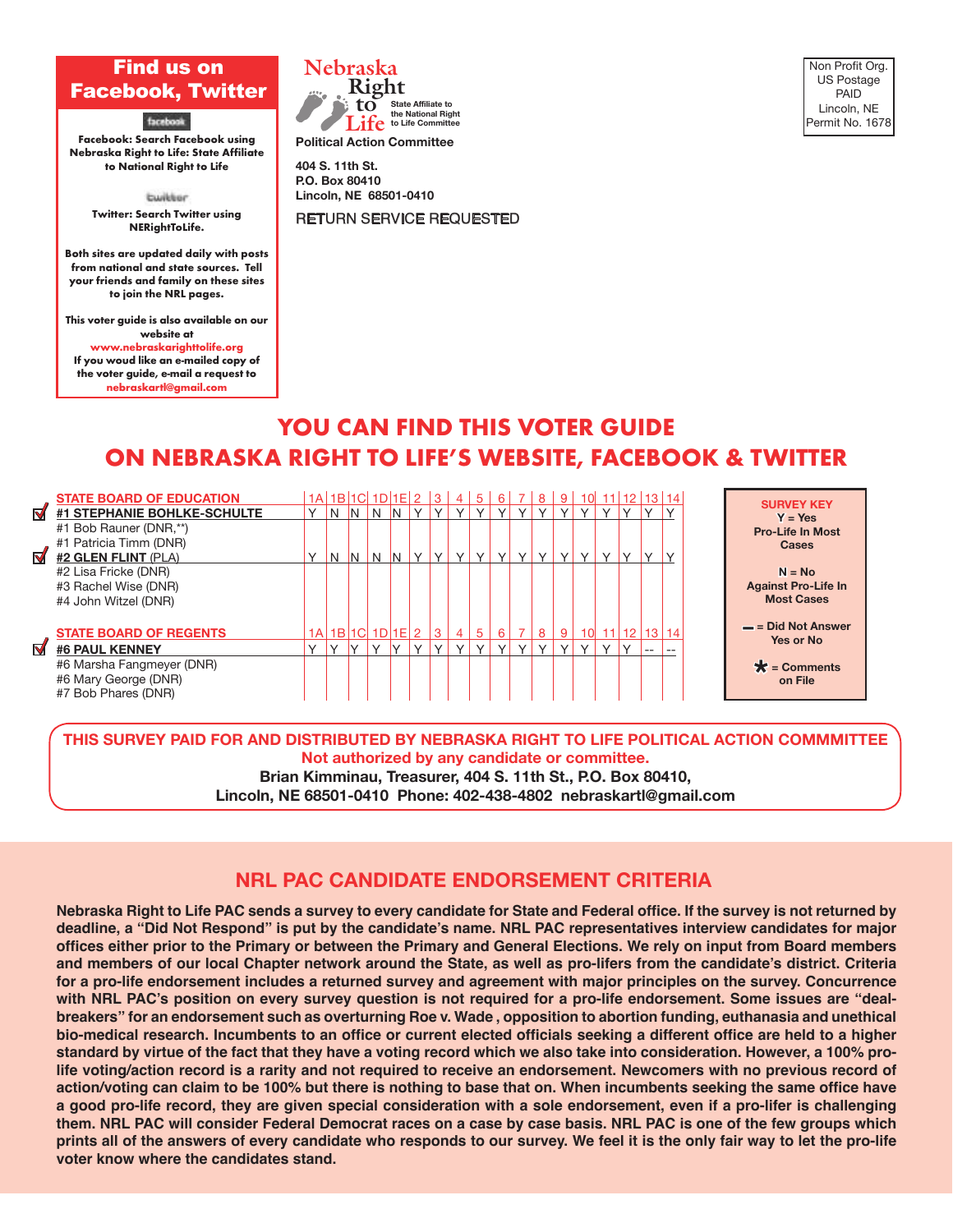## Find us on Facebook, Twitter

facebook

Facebook: Search Facebook using Nebraska Right to Life: State Affiliate to National Right to Life

twitter

Twitter: Search Twitter using NERightToLife.

Both sites are updated daily with posts from national and state sources. Tell your friends and family on these sites to join the NRL pages.

This voter guide is also available on our website at **www.nebraskarighttolife.org**
If you woud like an e-mailed copy of the voter guide, e-mail a request to **nebraskartl@gmail.com**

**Nebraska Right to Life**
State Affiliate to the National Right to Life Committee
**Political Action Committee**

**404 S. 11th St.**
**P.O. Box 80410**
**Lincoln, NE 68501-0410**

RETURN SERVICE REQUESTED

Non Profit Org.
US Postage
PAID
Lincoln, NE
Permit No. 1678

# YOU CAN FIND THIS VOTER GUIDE ON NEBRASKA RIGHT TO LIFE'S WEBSITE, FACEBOOK & TWITTER

| STATE BOARD OF EDUCATION | 1A | 1B | 1C | 1D | 1E | 2 | 3 | 4 | 5 | 6 | 7 | 8 | 9 | 10 | 11 | 12 | 13 | 14 |
|---|---|---|---|---|---|---|---|---|---|---|---|---|---|---|---|---|---|---|
| ☑ **#1 STEPHANIE BOHLKE-SCHULTE** | Y | N | N | N | N | Y | Y | Y | Y | Y | Y | Y | Y | Y | Y | Y | Y | Y |
| #1 Bob Rauner (DNR,**) | | | | | | | | | | | | | | | | | | |
| #1 Patricia Timm (DNR) | | | | | | | | | | | | | | | | | | |
| ☑ **#2 GLEN FLINT** (PLA) | Y | N | N | N | N | Y | Y | Y | Y | Y | Y | Y | Y | Y | Y | Y | Y | Y |
| #2 Lisa Fricke (DNR) | | | | | | | | | | | | | | | | | | |
| #3 Rachel Wise (DNR) | | | | | | | | | | | | | | | | | | |
| #4 John Witzel (DNR) | | | | | | | | | | | | | | | | | | |
| **STATE BOARD OF REGENTS** | 1A | 1B | 1C | 1D | 1E | 2 | 3 | 4 | 5 | 6 | 7 | 8 | 9 | 10 | 11 | 12 | 13 | 14 |
| ☑ **#6 PAUL KENNEY** | Y | Y | Y | Y | Y | Y | Y | Y | Y | Y | Y | Y | Y | Y | Y | Y | -- | -- |
| #6 Marsha Fangmeyer (DNR) | | | | | | | | | | | | | | | | | | |
| #6 Mary George (DNR) | | | | | | | | | | | | | | | | | | |
| #7 Bob Phares (DNR) | | | | | | | | | | | | | | | | | | |

**SURVEY KEY**
Y = Yes Pro-Life In Most Cases
N = No Against Pro-Life In Most Cases
— = Did Not Answer Yes or No
* = Comments on File

**THIS SURVEY PAID FOR AND DISTRIBUTED BY NEBRASKA RIGHT TO LIFE POLITICAL ACTION COMMMITTEE**
**Not authorized by any candidate or committee.**
**Brian Kimminau, Treasurer, 404 S. 11th St., P.O. Box 80410, Lincoln, NE 68501-0410 Phone: 402-438-4802 nebraskartl@gmail.com**

## NRL PAC CANDIDATE ENDORSEMENT CRITERIA

**Nebraska Right to Life PAC sends a survey to every candidate for State and Federal office. If the survey is not returned by deadline, a "Did Not Respond" is put by the candidate's name. NRL PAC representatives interview candidates for major offices either prior to the Primary or between the Primary and General Elections. We rely on input from Board members and members of our local Chapter network around the State, as well as pro-lifers from the candidate's district. Criteria for a pro-life endorsement includes a returned survey and agreement with major principles on the survey. Concurrence with NRL PAC's position on every survey question is not required for a pro-life endorsement. Some issues are "deal-breakers" for an endorsement such as overturning Roe v. Wade , opposition to abortion funding, euthanasia and unethical bio-medical research. Incumbents to an office or current elected officials seeking a different office are held to a higher standard by virtue of the fact that they have a voting record which we also take into consideration. However, a 100% pro-life voting/action record is a rarity and not required to receive an endorsement. Newcomers with no previous record of action/voting can claim to be 100% but there is nothing to base that on. When incumbents seeking the same office have a good pro-life record, they are given special consideration with a sole endorsement, even if a pro-lifer is challenging them. NRL PAC will consider Federal Democrat races on a case by case basis. NRL PAC is one of the few groups which prints all of the answers of every candidate who responds to our survey. We feel it is the only fair way to let the pro-life voter know where the candidates stand.**